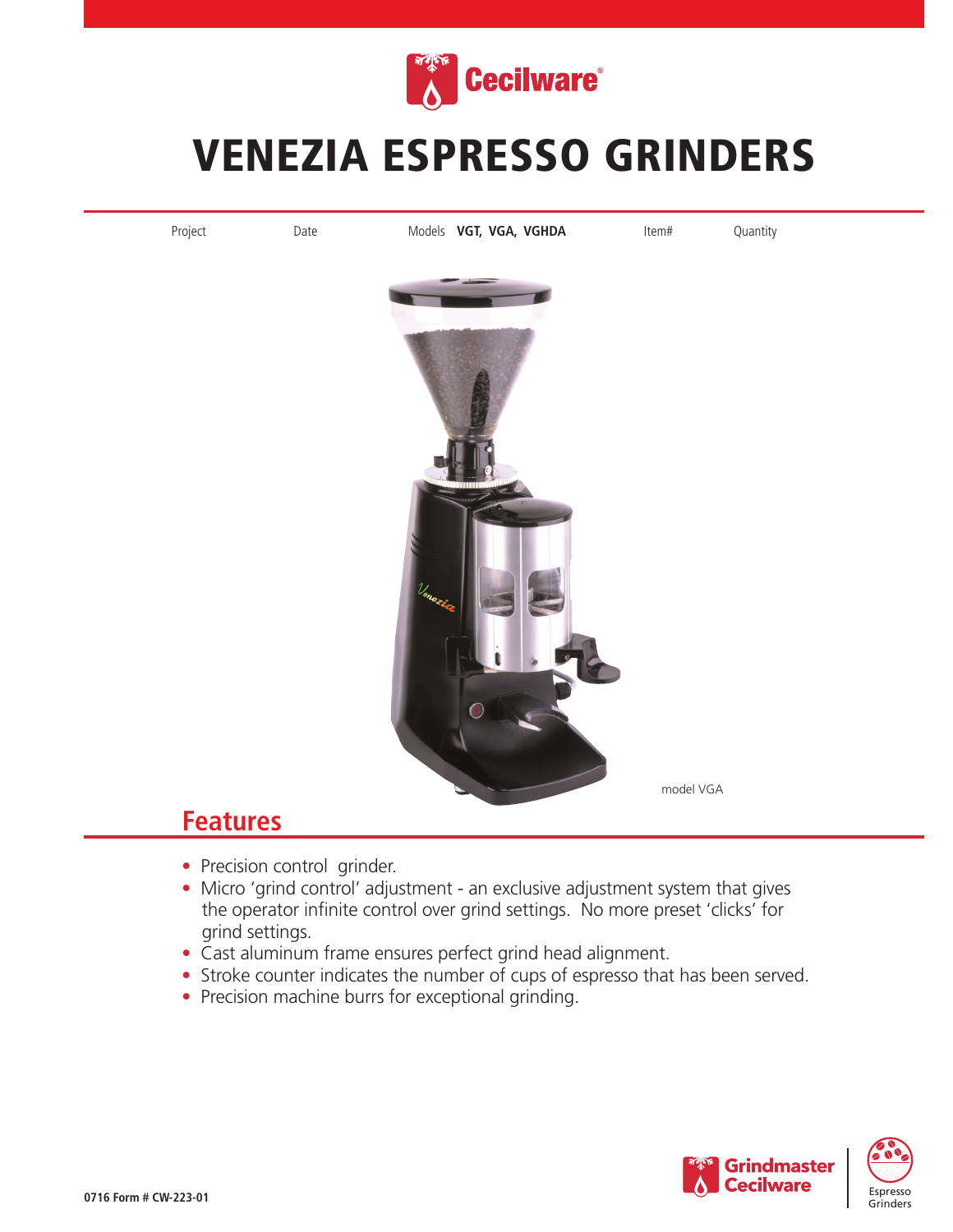Cecilware®

# VENEZIA ESPRESSO GRINDERS

| Project | Date | Models **VGT, VGA, VGHDA** | Item# | Quantity |
|---|---|---|---|---|

model VGA

## Features

- Precision control grinder.
- Micro 'grind control' adjustment - an exclusive adjustment system that gives the operator infinite control over grind settings. No more preset 'clicks' for grind settings.
- Cast aluminum frame ensures perfect grind head alignment.
- Stroke counter indicates the number of cups of espresso that has been served.
- Precision machine burrs for exceptional grinding.

0716 Form # CW-223-01

Grindmaster Cecilware | Espresso Grinders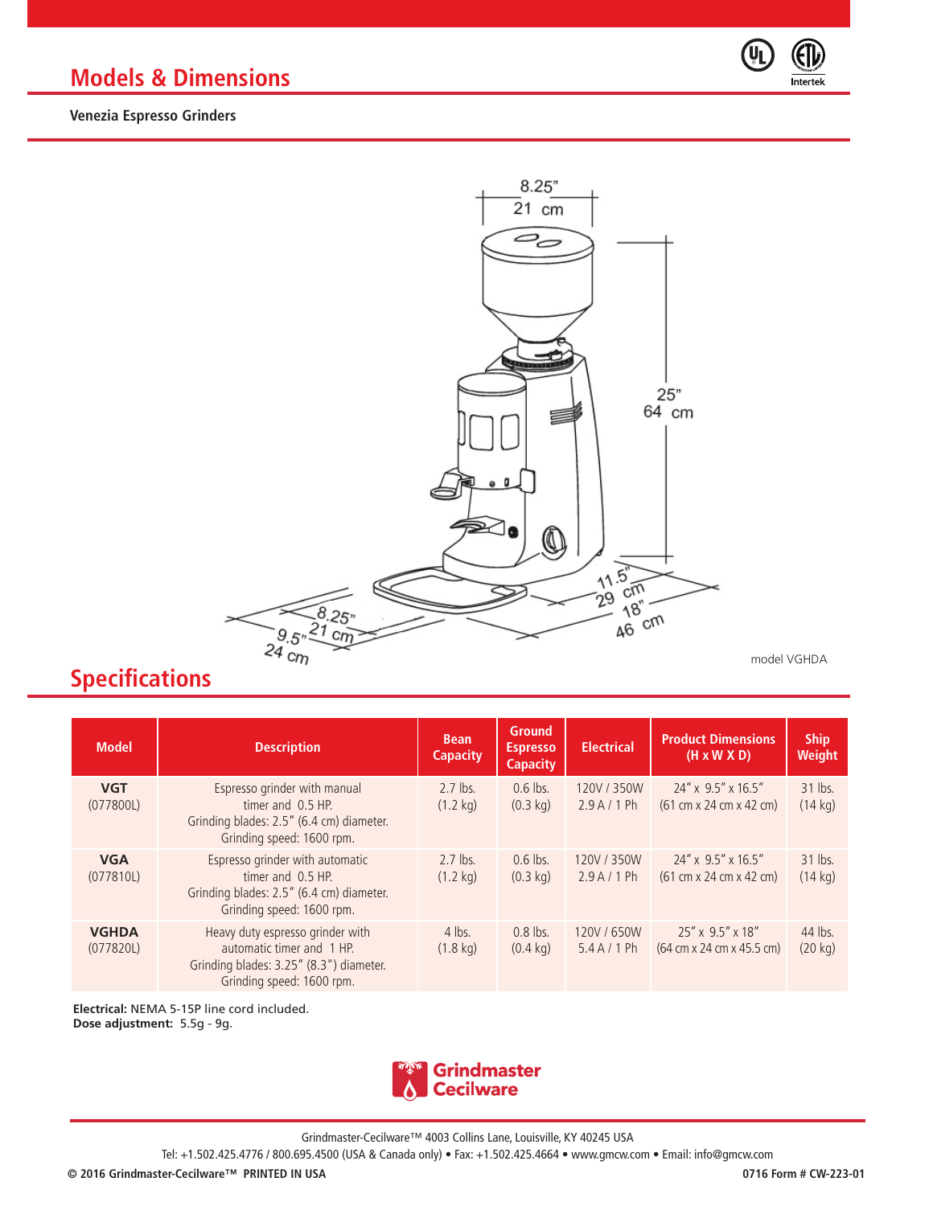## Models & Dimensions

**Venezia Espresso Grinders**

8.25"
21 cm

25"
64 cm

11.5"
29 cm

18"
46 cm

8.25"
21 cm

9.5"
24 cm

model VGHDA

## Specifications

| Model | Description | Bean Capacity | Ground Espresso Capacity | Electrical | Product Dimensions (H x W X D) | Ship Weight |
|---|---|---|---|---|---|---|
| **VGT** (077800L) | Espresso grinder with manual timer and 0.5 HP. Grinding blades: 2.5" (6.4 cm) diameter. Grinding speed: 1600 rpm. | 2.7 lbs. (1.2 kg) | 0.6 lbs. (0.3 kg) | 120V / 350W 2.9 A / 1 Ph | 24" x 9.5" x 16.5" (61 cm x 24 cm x 42 cm) | 31 lbs. (14 kg) |
| **VGA** (077810L) | Espresso grinder with automatic timer and 0.5 HP. Grinding blades: 2.5" (6.4 cm) diameter. Grinding speed: 1600 rpm. | 2.7 lbs. (1.2 kg) | 0.6 lbs. (0.3 kg) | 120V / 350W 2.9 A / 1 Ph | 24" x 9.5" x 16.5" (61 cm x 24 cm x 42 cm) | 31 lbs. (14 kg) |
| **VGHDA** (077820L) | Heavy duty espresso grinder with automatic timer and 1 HP. Grinding blades: 3.25" (8.3") diameter. Grinding speed: 1600 rpm. | 4 lbs. (1.8 kg) | 0.8 lbs. (0.4 kg) | 120V / 650W 5.4 A / 1 Ph | 25" x 9.5" x 18" (64 cm x 24 cm x 45.5 cm) | 44 lbs. (20 kg) |

**Electrical:** NEMA 5-15P line cord included.
**Dose adjustment:** 5.5g - 9g.

Grindmaster Cecilware

Grindmaster-Cecilware™ 4003 Collins Lane, Louisville, KY 40245 USA
Tel: +1.502.425.4776 / 800.695.4500 (USA & Canada only) • Fax: +1.502.425.4664 • www.gmcw.com • Email: info@gmcw.com

© 2016 Grindmaster-Cecilware™ PRINTED IN USA

0716 Form # CW-223-01